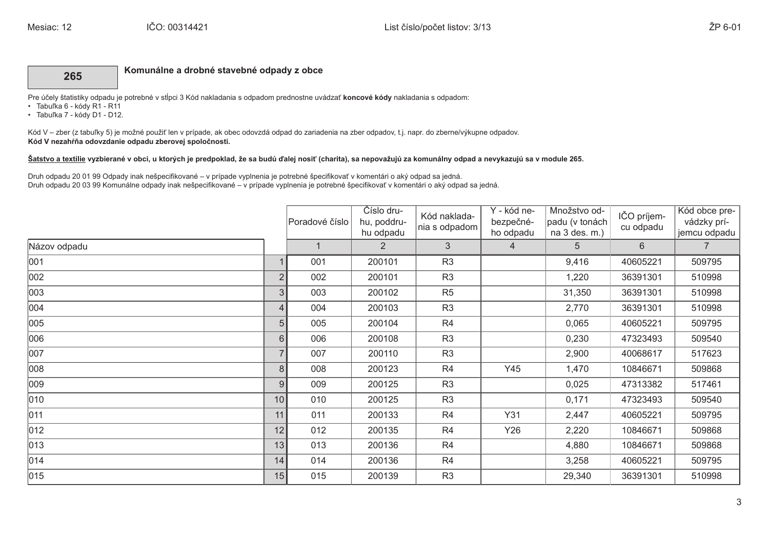Mesiac: 12 IČO: 00314421 List číslo/počet listov: 3/13 ŽP 6-01

## 265 Komunálne a drobné stavebné odpady z obce

Pre účely štatistiky odpadu je potrebné v stĺpci 3 Kód nakladania s odpadom prednostne uvádzať **koncové kódy** nakladania s odpadom:

- Tabuľka 6 - kódy R1 - R11
- Tabuľka 7 - kódy D1 - D12.

Kód V – zber (z tabuľky 5) je možné použiť len v prípade, ak obec odovzdá odpad do zariadenia na zber odpadov, t.j. napr. do zberne/výkupne odpadov.
**Kód V nezahŕňa odovzdanie odpadu zberovej spoločnosti.**

**Šatstvo a textílie vyzbierané v obci, u ktorých je predpoklad, že sa budú ďalej nosiť (charita), sa nepovažujú za komunálny odpad a nevykazujú sa v module 265.**

Druh odpadu 20 01 99 Odpady inak nešpecifikované – v prípade vyplnenia je potrebné špecifikovať v komentári o aký odpad sa jedná.
Druh odpadu 20 03 99 Komunálne odpady inak nešpecifikované – v prípade vyplnenia je potrebné špecifikovať v komentári o aký odpad sa jedná.

| Názov odpadu | | Poradové číslo | Číslo druhu, poddruhu odpadu | Kód nakladania s odpadom | Y - kód nebezpečného odpadu | Množstvo odpadu (v tonách na 3 des. m.) | IČO príjemcu odpadu | Kód obce prevádzky príjemcu odpadu |
|---|---|---|---|---|---|---|---|---|
| | | 1 | 2 | 3 | 4 | 5 | 6 | 7 |
| 001 | 1 | 001 | 200101 | R3 | | 9,416 | 40605221 | 509795 |
| 002 | 2 | 002 | 200101 | R3 | | 1,220 | 36391301 | 510998 |
| 003 | 3 | 003 | 200102 | R5 | | 31,350 | 36391301 | 510998 |
| 004 | 4 | 004 | 200103 | R3 | | 2,770 | 36391301 | 510998 |
| 005 | 5 | 005 | 200104 | R4 | | 0,065 | 40605221 | 509795 |
| 006 | 6 | 006 | 200108 | R3 | | 0,230 | 47323493 | 509540 |
| 007 | 7 | 007 | 200110 | R3 | | 2,900 | 40068617 | 517623 |
| 008 | 8 | 008 | 200123 | R4 | Y45 | 1,470 | 10846671 | 509868 |
| 009 | 9 | 009 | 200125 | R3 | | 0,025 | 47313382 | 517461 |
| 010 | 10 | 010 | 200125 | R3 | | 0,171 | 47323493 | 509540 |
| 011 | 11 | 011 | 200133 | R4 | Y31 | 2,447 | 40605221 | 509795 |
| 012 | 12 | 012 | 200135 | R4 | Y26 | 2,220 | 10846671 | 509868 |
| 013 | 13 | 013 | 200136 | R4 | | 4,880 | 10846671 | 509868 |
| 014 | 14 | 014 | 200136 | R4 | | 3,258 | 40605221 | 509795 |
| 015 | 15 | 015 | 200139 | R3 | | 29,340 | 36391301 | 510998 |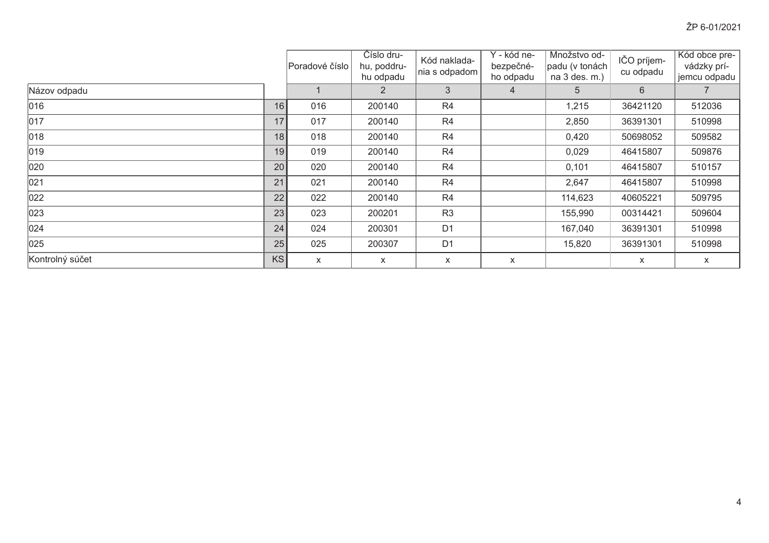| Názov odpadu | | Poradové číslo | Číslo druhu, poddruhu odpadu | Kód nakladania s odpadom | Y - kód nebezpečného odpadu | Množstvo odpadu (v tonách na 3 des. m.) | IČO príjemcu odpadu | Kód obce prevádzky príjemcu odpadu |
|---|---|---|---|---|---|---|---|---|
| | | 1 | 2 | 3 | 4 | 5 | 6 | 7 |
| 016 | 16 | 016 | 200140 | R4 | | 1,215 | 36421120 | 512036 |
| 017 | 17 | 017 | 200140 | R4 | | 2,850 | 36391301 | 510998 |
| 018 | 18 | 018 | 200140 | R4 | | 0,420 | 50698052 | 509582 |
| 019 | 19 | 019 | 200140 | R4 | | 0,029 | 46415807 | 509876 |
| 020 | 20 | 020 | 200140 | R4 | | 0,101 | 46415807 | 510157 |
| 021 | 21 | 021 | 200140 | R4 | | 2,647 | 46415807 | 510998 |
| 022 | 22 | 022 | 200140 | R4 | | 114,623 | 40605221 | 509795 |
| 023 | 23 | 023 | 200201 | R3 | | 155,990 | 00314421 | 509604 |
| 024 | 24 | 024 | 200301 | D1 | | 167,040 | 36391301 | 510998 |
| 025 | 25 | 025 | 200307 | D1 | | 15,820 | 36391301 | 510998 |
| Kontrolný súčet | KS | x | x | x | x | | x | x |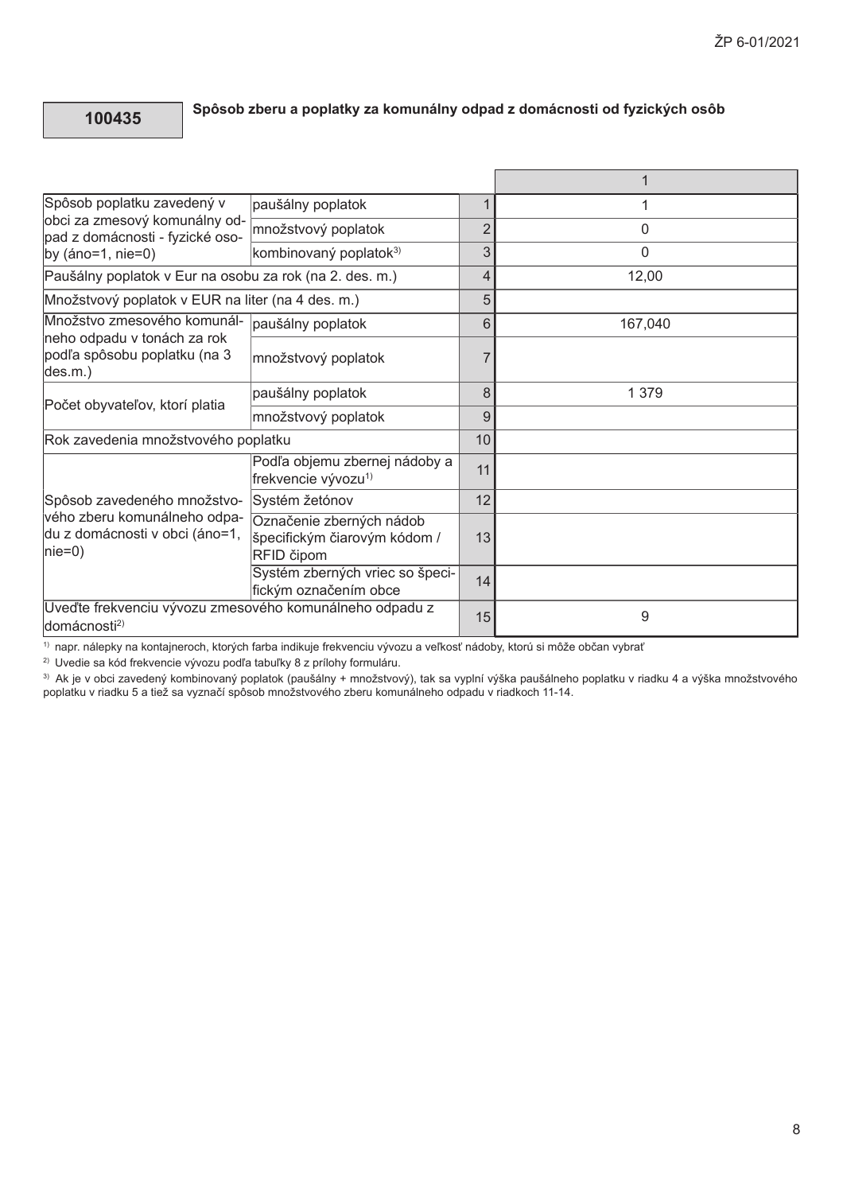**100435** Spôsob zberu a poplatky za komunálny odpad z domácnosti od fyzických osôb

| | | | 1 |
|---|---|---|---|
| Spôsob poplatku zavedený v obci za zmesový komunálny odpad z domácnosti - fyzické osoby (áno=1, nie=0) | paušálny poplatok | 1 | 1 |
| | množstvový poplatok | 2 | 0 |
| | kombinovaný poplatok[3] | 3 | 0 |
| Paušálny poplatok v Eur na osobu za rok (na 2. des. m.) | | 4 | 12,00 |
| Množstvový poplatok v EUR na liter (na 4 des. m.) | | 5 | |
| Množstvo zmesového komunálneho odpadu v tonách za rok podľa spôsobu poplatku (na 3 des.m.) | paušálny poplatok | 6 | 167,040 |
| | množstvový poplatok | 7 | |
| Počet obyvateľov, ktorí platia | paušálny poplatok | 8 | 1 379 |
| | množstvový poplatok | 9 | |
| Rok zavedenia množstvového poplatku | | 10 | |
| Spôsob zavedeného množstvového zberu komunálneho odpadu z domácnosti v obci (áno=1, nie=0) | Podľa objemu zbernej nádoby a frekvencie vývozu[1] | 11 | |
| | Systém žetónov | 12 | |
| | Označenie zberných nádob špecifickým čiarovým kódom / RFID čipom | 13 | |
| | Systém zberných vriec so špecifickým označením obce | 14 | |
| Uveďte frekvenciu vývozu zmesového komunálneho odpadu z domácností[2] | | 15 | 9 |

[1] napr. nálepky na kontajneroch, ktorých farba indikuje frekvenciu vývozu a veľkosť nádoby, ktorú si môže občan vybrať

[2] Uvedie sa kód frekvencie vývozu podľa tabuľky 8 z prílohy formuláru.

[3] Ak je v obci zavedený kombinovaný poplatok (paušálny + množstvový), tak sa vyplní výška paušálneho poplatku v riadku 4 a výška množstvového poplatku v riadku 5 a tiež sa vyznačí spôsob množstvového zberu komunálneho odpadu v riadkoch 11-14.